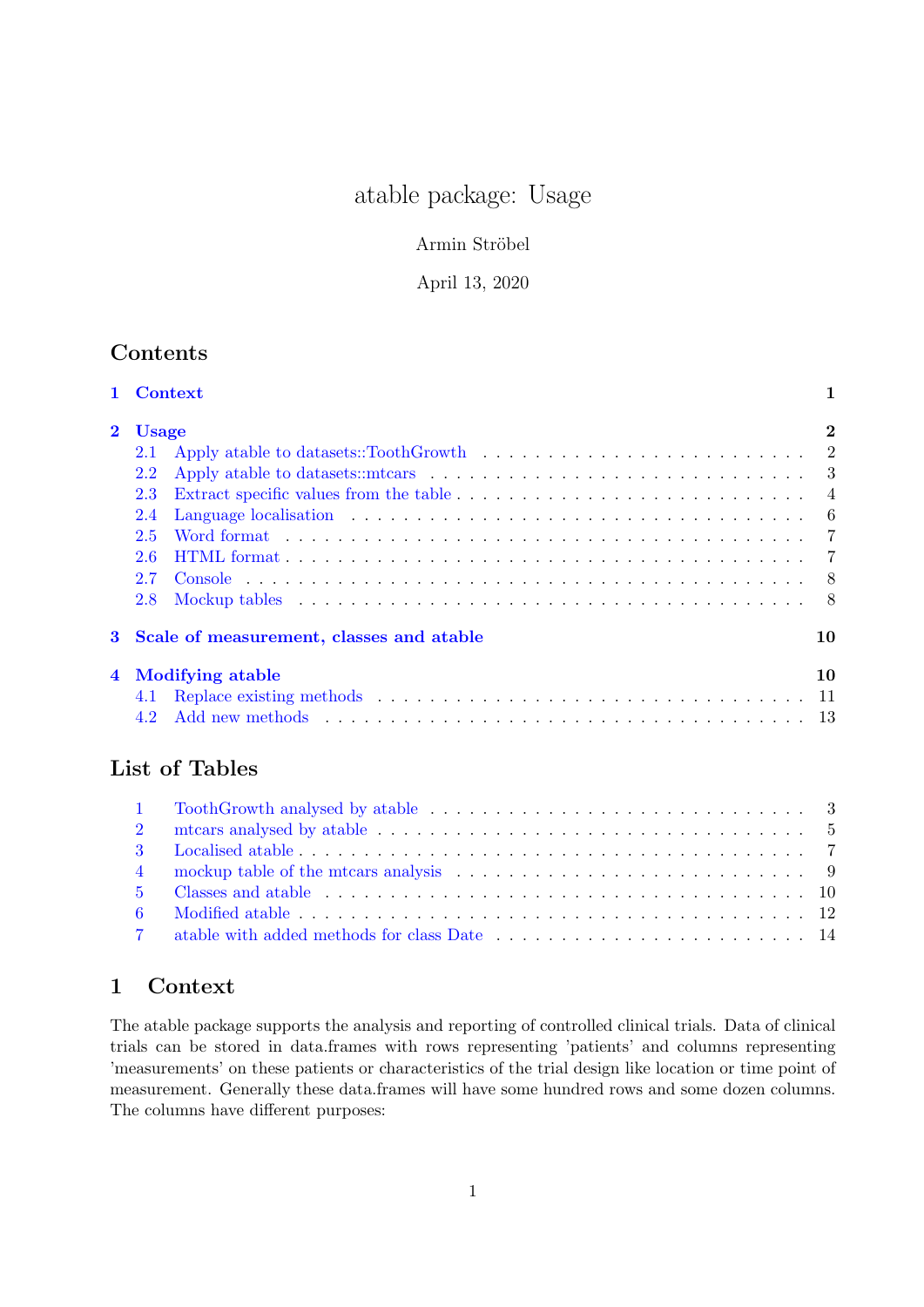# atable package: Usage

Armin Ströbel

April 13, 2020

## Contents

1 Context — 1

2 Usage — 2
- 2.1 Apply atable to datasets::ToothGrowth — 2
- 2.2 Apply atable to datasets::mtcars — 3
- 2.3 Extract specific values from the table — 4
- 2.4 Language localisation — 6
- 2.5 Word format — 7
- 2.6 HTML format — 7
- 2.7 Console — 8
- 2.8 Mockup tables — 8

3 Scale of measurement, classes and atable — 10

4 Modifying atable — 10
- 4.1 Replace existing methods — 11
- 4.2 Add new methods — 13

## List of Tables

1. ToothGrowth analysed by atable — 3
2. mtcars analysed by atable — 5
3. Localised atable — 7
4. mockup table of the mtcars analysis — 9
5. Classes and atable — 10
6. Modified atable — 12
7. atable with added methods for class Date — 14

## 1 Context

The atable package supports the analysis and reporting of controlled clinical trials. Data of clinical trials can be stored in data.frames with rows representing 'patients' and columns representing 'measurements' on these patients or characteristics of the trial design like location or time point of measurement. Generally these data.frames will have some hundred rows and some dozen columns. The columns have different purposes: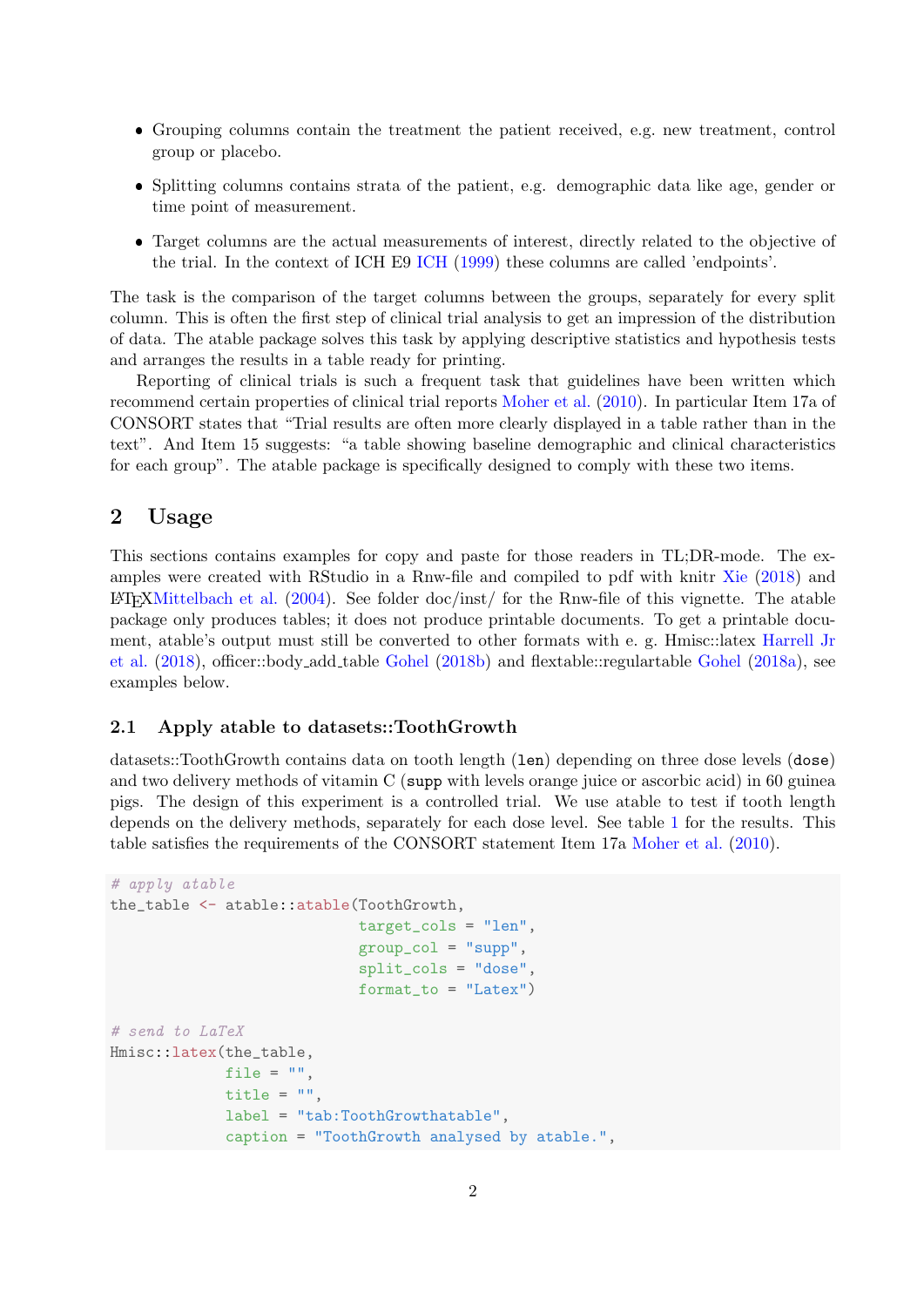- Grouping columns contain the treatment the patient received, e.g. new treatment, control group or placebo.
- Splitting columns contains strata of the patient, e.g. demographic data like age, gender or time point of measurement.
- Target columns are the actual measurements of interest, directly related to the objective of the trial. In the context of ICH E9 ICH (1999) these columns are called 'endpoints'.

The task is the comparison of the target columns between the groups, separately for every split column. This is often the first step of clinical trial analysis to get an impression of the distribution of data. The atable package solves this task by applying descriptive statistics and hypothesis tests and arranges the results in a table ready for printing.

Reporting of clinical trials is such a frequent task that guidelines have been written which recommend certain properties of clinical trial reports Moher et al. (2010). In particular Item 17a of CONSORT states that "Trial results are often more clearly displayed in a table rather than in the text". And Item 15 suggests: "a table showing baseline demographic and clinical characteristics for each group". The atable package is specifically designed to comply with these two items.

## 2 Usage

This sections contains examples for copy and paste for those readers in TL;DR-mode. The examples were created with RStudio in a Rnw-file and compiled to pdf with knitr Xie (2018) and LaTeXMittelbach et al. (2004). See folder doc/inst/ for the Rnw-file of this vignette. The atable package only produces tables; it does not produce printable documents. To get a printable document, atable's output must still be converted to other formats with e. g. Hmisc::latex Harrell Jr et al. (2018), officer::body_add_table Gohel (2018b) and flextable::regulartable Gohel (2018a), see examples below.

### 2.1 Apply atable to datasets::ToothGrowth

datasets::ToothGrowth contains data on tooth length (`len`) depending on three dose levels (`dose`) and two delivery methods of vitamin C (`supp` with levels orange juice or ascorbic acid) in 60 guinea pigs. The design of this experiment is a controlled trial. We use atable to test if tooth length depends on the delivery methods, separately for each dose level. See table 1 for the results. This table satisfies the requirements of the CONSORT statement Item 17a Moher et al. (2010).

```
# apply atable
the_table <- atable::atable(ToothGrowth,
                            target_cols = "len",
                            group_col = "supp",
                            split_cols = "dose",
                            format_to = "Latex")

# send to LaTeX
Hmisc::latex(the_table,
             file = "",
             title = "",
             label = "tab:ToothGrowthatable",
             caption = "ToothGrowth analysed by atable.",
```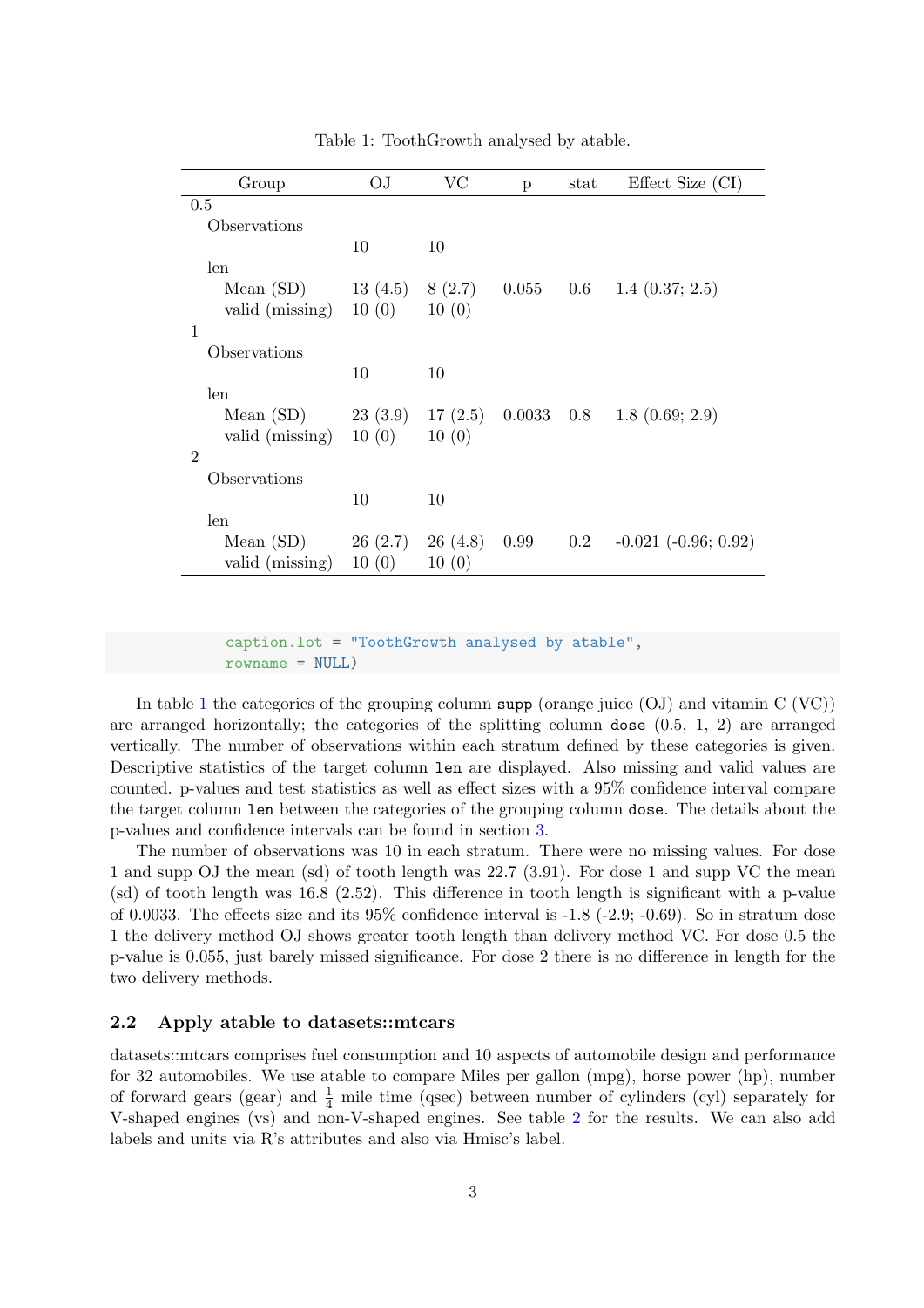Table 1: ToothGrowth analysed by atable.

| Group | OJ | VC | p | stat | Effect Size (CI) |
|---|---|---|---|---|---|
| 0.5 | | | | | |
| Observations | | | | | |
| | 10 | 10 | | | |
| len | | | | | |
| Mean (SD) | 13 (4.5) | 8 (2.7) | 0.055 | 0.6 | 1.4 (0.37; 2.5) |
| valid (missing) | 10 (0) | 10 (0) | | | |
| 1 | | | | | |
| Observations | | | | | |
| | 10 | 10 | | | |
| len | | | | | |
| Mean (SD) | 23 (3.9) | 17 (2.5) | 0.0033 | 0.8 | 1.8 (0.69; 2.9) |
| valid (missing) | 10 (0) | 10 (0) | | | |
| 2 | | | | | |
| Observations | | | | | |
| | 10 | 10 | | | |
| len | | | | | |
| Mean (SD) | 26 (2.7) | 26 (4.8) | 0.99 | 0.2 | -0.021 (-0.96; 0.92) |
| valid (missing) | 10 (0) | 10 (0) | | | |

```
      caption.lot = "ToothGrowth analysed by atable",
      rowname = NULL)
```

In table 1 the categories of the grouping column `supp` (orange juice (OJ) and vitamin C (VC)) are arranged horizontally; the categories of the splitting column `dose` (0.5, 1, 2) are arranged vertically. The number of observations within each stratum defined by these categories is given. Descriptive statistics of the target column `len` are displayed. Also missing and valid values are counted. p-values and test statistics as well as effect sizes with a 95% confidence interval compare the target column `len` between the categories of the grouping column `dose`. The details about the p-values and confidence intervals can be found in section 3.

The number of observations was 10 in each stratum. There were no missing values. For dose 1 and supp OJ the mean (sd) of tooth length was 22.7 (3.91). For dose 1 and supp VC the mean (sd) of tooth length was 16.8 (2.52). This difference in tooth length is significant with a p-value of 0.0033. The effects size and its 95% confidence interval is -1.8 (-2.9; -0.69). So in stratum dose 1 the delivery method OJ shows greater tooth length than delivery method VC. For dose 0.5 the p-value is 0.055, just barely missed significance. For dose 2 there is no difference in length for the two delivery methods.

## 2.2 Apply atable to datasets::mtcars

datasets::mtcars comprises fuel consumption and 10 aspects of automobile design and performance for 32 automobiles. We use atable to compare Miles per gallon (mpg), horse power (hp), number of forward gears (gear) and $\frac{1}{4}$ mile time (qsec) between number of cylinders (cyl) separately for V-shaped engines (vs) and non-V-shaped engines. See table 2 for the results. We can also add labels and units via R's attributes and also via Hmisc's label.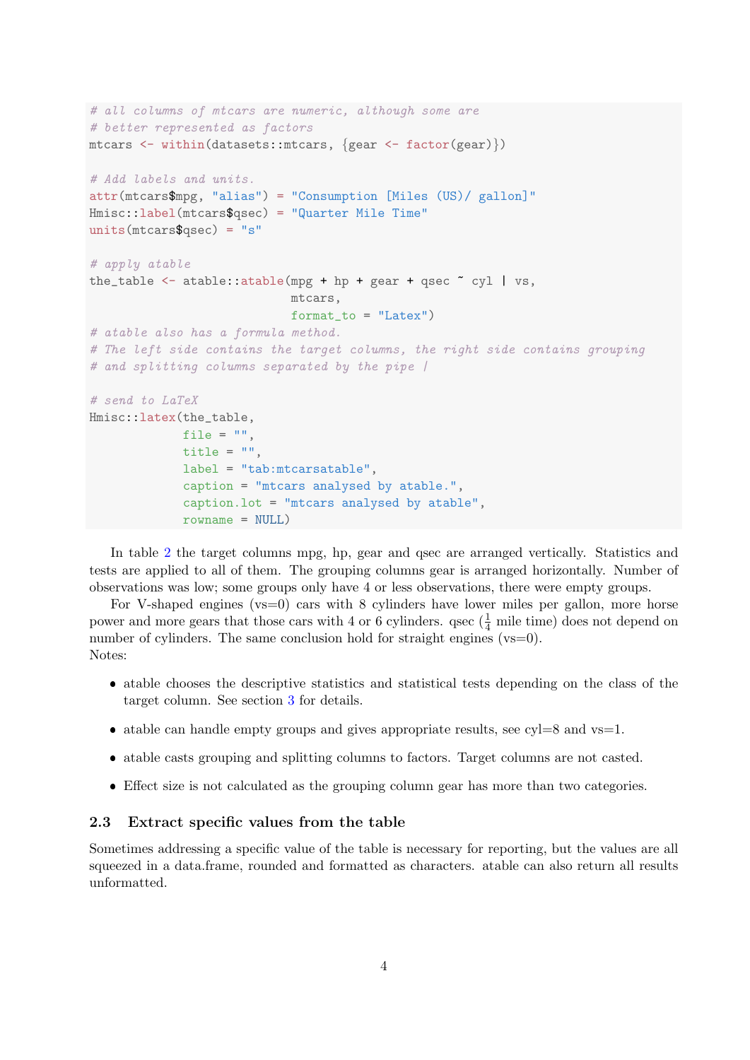```r
# all columns of mtcars are numeric, although some are
# better represented as factors
mtcars <- within(datasets::mtcars, {gear <- factor(gear)})

# Add labels and units.
attr(mtcars$mpg, "alias") = "Consumption [Miles (US)/ gallon]"
Hmisc::label(mtcars$qsec) = "Quarter Mile Time"
units(mtcars$qsec) = "s"

# apply atable
the_table <- atable::atable(mpg + hp + gear + qsec ~ cyl | vs,
                            mtcars,
                            format_to = "Latex")
# atable also has a formula method.
# The left side contains the target columns, the right side contains grouping
# and splitting columns separated by the pipe |

# send to LaTeX
Hmisc::latex(the_table,
             file = "",
             title = "",
             label = "tab:mtcarsatable",
             caption = "mtcars analysed by atable.",
             caption.lot = "mtcars analysed by atable",
             rowname = NULL)
```

In table 2 the target columns mpg, hp, gear and qsec are arranged vertically. Statistics and tests are applied to all of them. The grouping columns gear is arranged horizontally. Number of observations was low; some groups only have 4 or less observations, there were empty groups.

For V-shaped engines (vs=0) cars with 8 cylinders have lower miles per gallon, more horse power and more gears that those cars with 4 or 6 cylinders. qsec ($\frac{1}{4}$ mile time) does not depend on number of cylinders. The same conclusion hold for straight engines (vs=0).

Notes:

- atable chooses the descriptive statistics and statistical tests depending on the class of the target column. See section 3 for details.
- atable can handle empty groups and gives appropriate results, see cyl=8 and vs=1.
- atable casts grouping and splitting columns to factors. Target columns are not casted.
- Effect size is not calculated as the grouping column gear has more than two categories.

### 2.3 Extract specific values from the table

Sometimes addressing a specific value of the table is necessary for reporting, but the values are all squeezed in a data.frame, rounded and formatted as characters. atable can also return all results unformatted.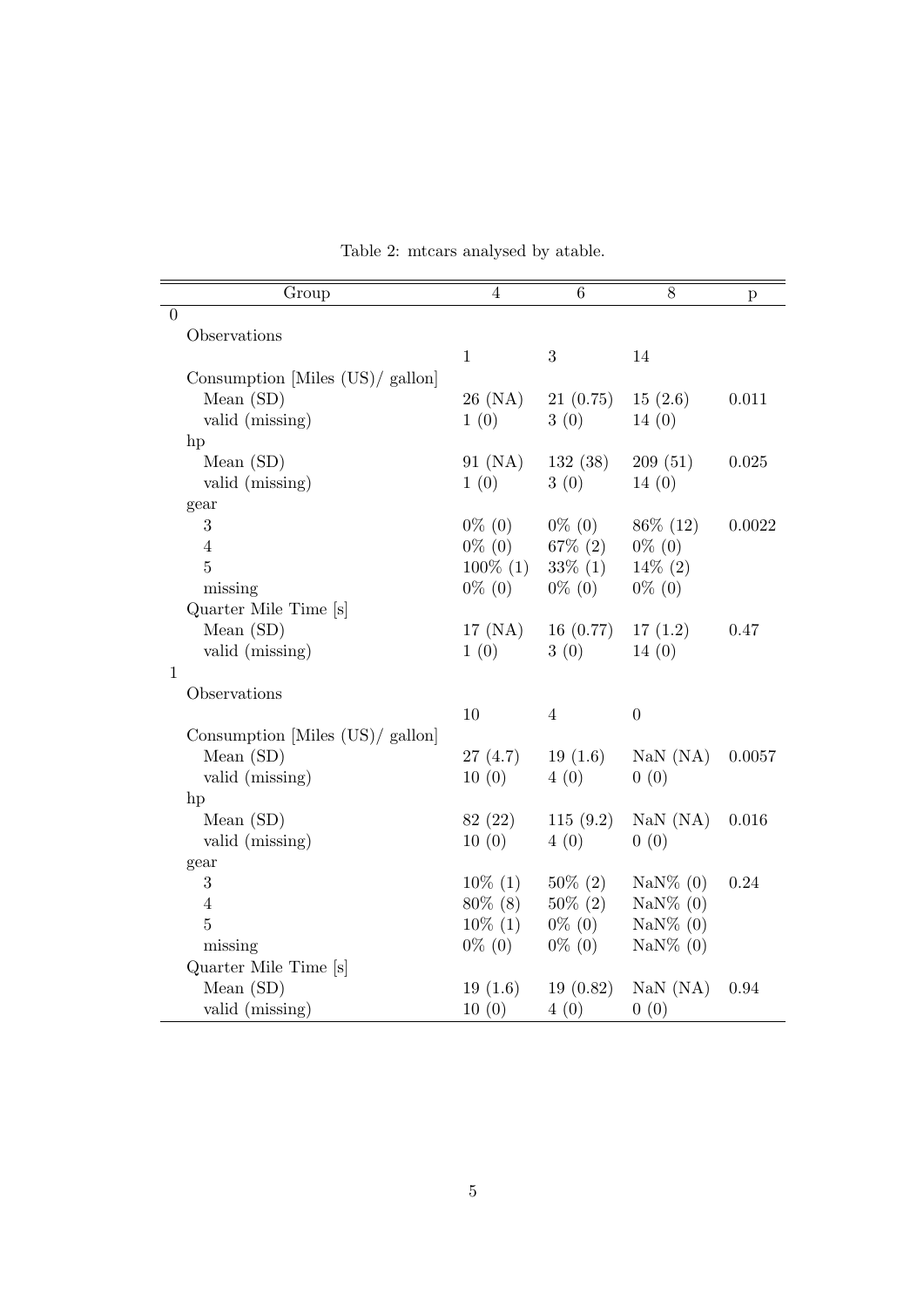Table 2: mtcars analysed by atable.

| Group | 4 | 6 | 8 | p |
|---|---|---|---|---|
| 0 | | | | |
| Observations | | | | |
| | 1 | 3 | 14 | |
| Consumption [Miles (US)/ gallon] | | | | |
| Mean (SD) | 26 (NA) | 21 (0.75) | 15 (2.6) | 0.011 |
| valid (missing) | 1 (0) | 3 (0) | 14 (0) | |
| hp | | | | |
| Mean (SD) | 91 (NA) | 132 (38) | 209 (51) | 0.025 |
| valid (missing) | 1 (0) | 3 (0) | 14 (0) | |
| gear | | | | |
| 3 | 0% (0) | 0% (0) | 86% (12) | 0.0022 |
| 4 | 0% (0) | 67% (2) | 0% (0) | |
| 5 | 100% (1) | 33% (1) | 14% (2) | |
| missing | 0% (0) | 0% (0) | 0% (0) | |
| Quarter Mile Time [s] | | | | |
| Mean (SD) | 17 (NA) | 16 (0.77) | 17 (1.2) | 0.47 |
| valid (missing) | 1 (0) | 3 (0) | 14 (0) | |
| 1 | | | | |
| Observations | | | | |
| | 10 | 4 | 0 | |
| Consumption [Miles (US)/ gallon] | | | | |
| Mean (SD) | 27 (4.7) | 19 (1.6) | NaN (NA) | 0.0057 |
| valid (missing) | 10 (0) | 4 (0) | 0 (0) | |
| hp | | | | |
| Mean (SD) | 82 (22) | 115 (9.2) | NaN (NA) | 0.016 |
| valid (missing) | 10 (0) | 4 (0) | 0 (0) | |
| gear | | | | |
| 3 | 10% (1) | 50% (2) | NaN% (0) | 0.24 |
| 4 | 80% (8) | 50% (2) | NaN% (0) | |
| 5 | 10% (1) | 0% (0) | NaN% (0) | |
| missing | 0% (0) | 0% (0) | NaN% (0) | |
| Quarter Mile Time [s] | | | | |
| Mean (SD) | 19 (1.6) | 19 (0.82) | NaN (NA) | 0.94 |
| valid (missing) | 10 (0) | 4 (0) | 0 (0) | |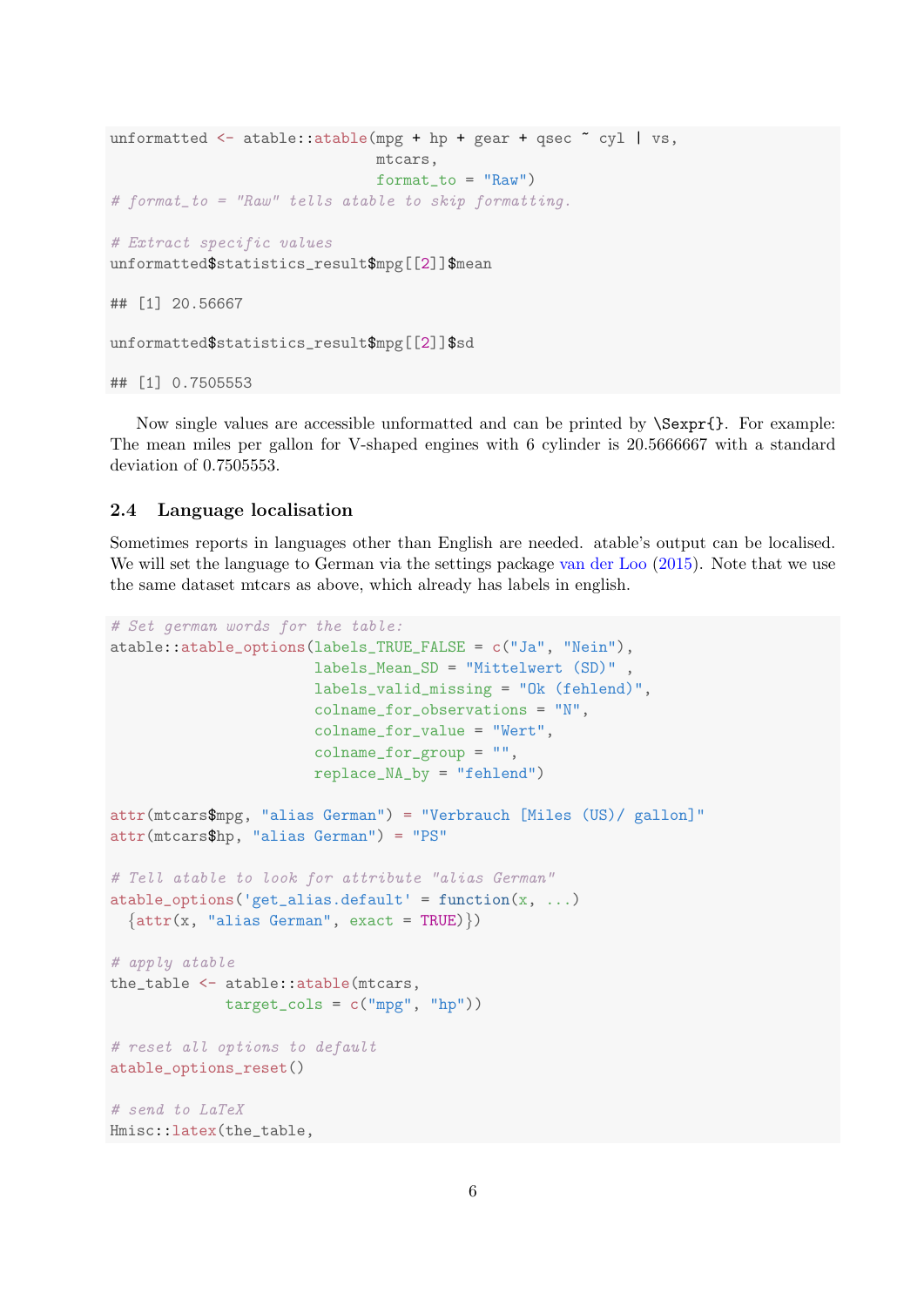```
unformatted <- atable::atable(mpg + hp + gear + qsec ~ cyl | vs,
                              mtcars,
                              format_to = "Raw")
# format_to = "Raw" tells atable to skip formatting.

# Extract specific values
unformatted$statistics_result$mpg[[2]]$mean

## [1] 20.56667

unformatted$statistics_result$mpg[[2]]$sd

## [1] 0.7505553
```

Now single values are accessible unformatted and can be printed by `\Sexpr{}`. For example: The mean miles per gallon for V-shaped engines with 6 cylinder is 20.5666667 with a standard deviation of 0.7505553.

### 2.4 Language localisation

Sometimes reports in languages other than English are needed. atable's output can be localised. We will set the language to German via the settings package van der Loo (2015). Note that we use the same dataset mtcars as above, which already has labels in english.

```
# Set german words for the table:
atable::atable_options(labels_TRUE_FALSE = c("Ja", "Nein"),
                       labels_Mean_SD = "Mittelwert (SD)" ,
                       labels_valid_missing = "Ok (fehlend)",
                       colname_for_observations = "N",
                       colname_for_value = "Wert",
                       colname_for_group = "",
                       replace_NA_by = "fehlend")

attr(mtcars$mpg, "alias German") = "Verbrauch [Miles (US)/ gallon]"
attr(mtcars$hp, "alias German") = "PS"

# Tell atable to look for attribute "alias German"
atable_options('get_alias.default' = function(x, ...)
  {attr(x, "alias German", exact = TRUE)})

# apply atable
the_table <- atable::atable(mtcars,
            target_cols = c("mpg", "hp"))

# reset all options to default
atable_options_reset()

# send to LaTeX
Hmisc::latex(the_table,
```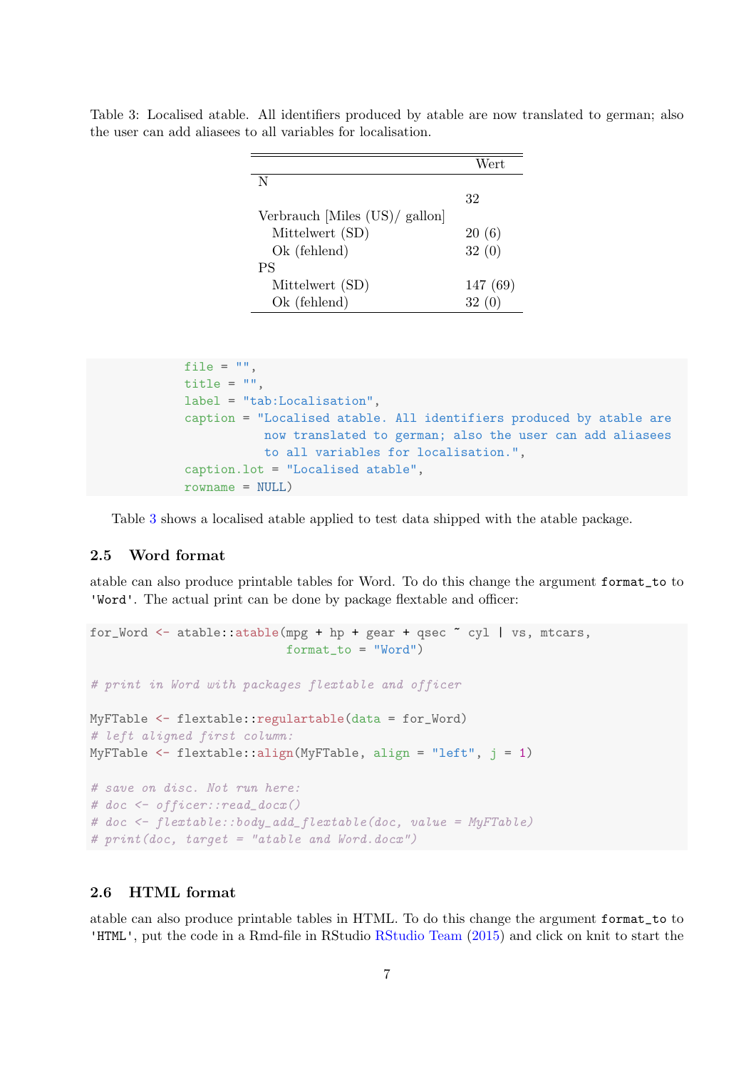Table 3: Localised atable. All identifiers produced by atable are now translated to german; also the user can add aliasees to all variables for localisation.

| | Wert |
|---|---|
| N | |
| | 32 |
| Verbrauch [Miles (US)/ gallon] | |
| Mittelwert (SD) | 20 (6) |
| Ok (fehlend) | 32 (0) |
| PS | |
| Mittelwert (SD) | 147 (69) |
| Ok (fehlend) | 32 (0) |

```
           file = "",
           title = "",
           label = "tab:Localisation",
           caption = "Localised atable. All identifiers produced by atable are
                      now translated to german; also the user can add aliasees
                      to all variables for localisation.",
           caption.lot = "Localised atable",
           rowname = NULL)
```

Table 3 shows a localised atable applied to test data shipped with the atable package.

### 2.5 Word format

atable can also produce printable tables for Word. To do this change the argument `format_to` to `'Word'`. The actual print can be done by package flextable and officer:

```
for_Word <- atable::atable(mpg + hp + gear + qsec ~ cyl | vs, mtcars,
                           format_to = "Word")

# print in Word with packages flextable and officer

MyFTable <- flextable::regulartable(data = for_Word)
# left aligned first column:
MyFTable <- flextable::align(MyFTable, align = "left", j = 1)

# save on disc. Not run here:
# doc <- officer::read_docx()
# doc <- flextable::body_add_flextable(doc, value = MyFTable)
# print(doc, target = "atable and Word.docx")
```

### 2.6 HTML format

atable can also produce printable tables in HTML. To do this change the argument `format_to` to `'HTML'`, put the code in a Rmd-file in RStudio RStudio Team (2015) and click on knit to start the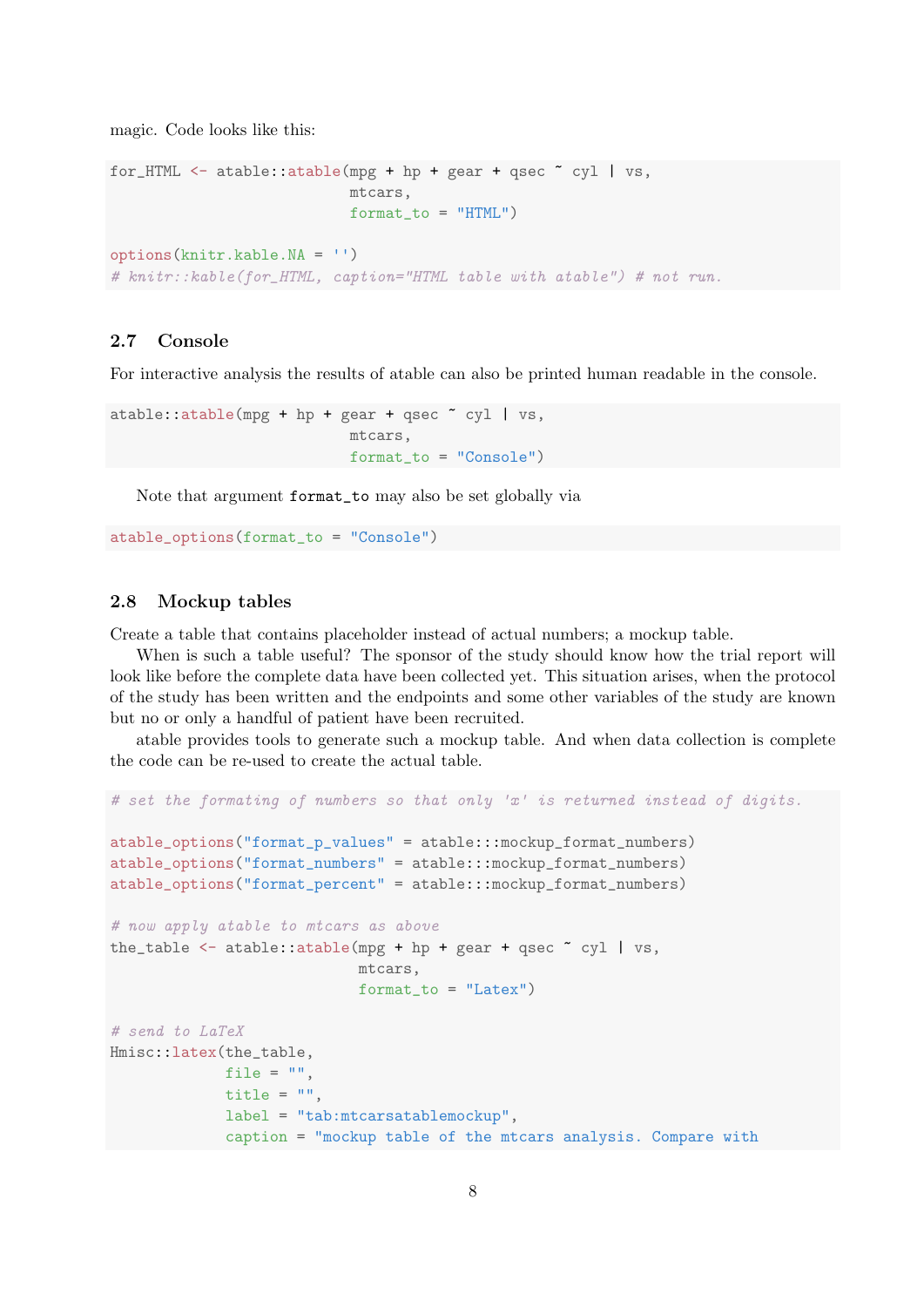magic. Code looks like this:

```
for_HTML <- atable::atable(mpg + hp + gear + qsec ~ cyl | vs,
                          mtcars,
                          format_to = "HTML")

options(knitr.kable.NA = '')
# knitr::kable(for_HTML, caption="HTML table with atable") # not run.
```

### 2.7 Console

For interactive analysis the results of atable can also be printed human readable in the console.

```
atable::atable(mpg + hp + gear + qsec ~ cyl | vs,
                          mtcars,
                          format_to = "Console")
```

Note that argument `format_to` may also be set globally via

```
atable_options(format_to = "Console")
```

### 2.8 Mockup tables

Create a table that contains placeholder instead of actual numbers; a mockup table.

When is such a table useful? The sponsor of the study should know how the trial report will look like before the complete data have been collected yet. This situation arises, when the protocol of the study has been written and the endpoints and some other variables of the study are known but no or only a handful of patient have been recruited.

atable provides tools to generate such a mockup table. And when data collection is complete the code can be re-used to create the actual table.

```
# set the formating of numbers so that only 'x' is returned instead of digits.

atable_options("format_p_values" = atable:::mockup_format_numbers)
atable_options("format_numbers" = atable:::mockup_format_numbers)
atable_options("format_percent" = atable:::mockup_format_numbers)

# now apply atable to mtcars as above
the_table <- atable::atable(mpg + hp + gear + qsec ~ cyl | vs,
                           mtcars,
                           format_to = "Latex")

# send to LaTeX
Hmisc::latex(the_table,
             file = "",
             title = "",
             label = "tab:mtcarsatablemockup",
             caption = "mockup table of the mtcars analysis. Compare with
```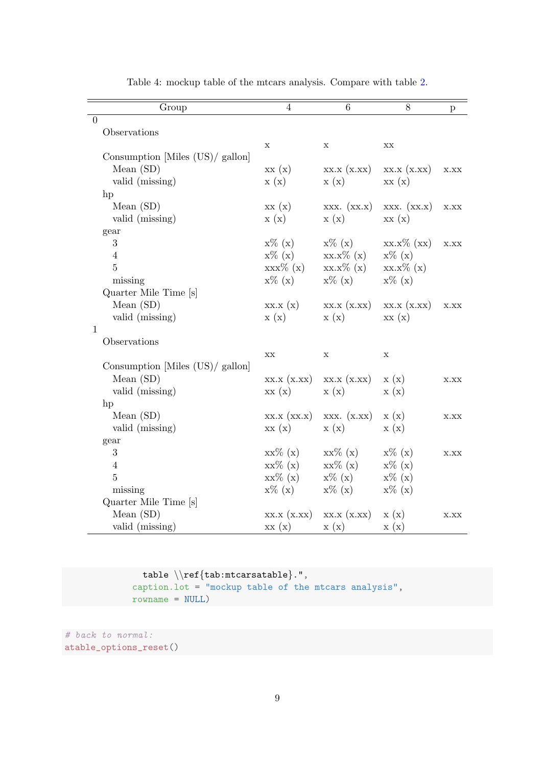Table 4: mockup table of the mtcars analysis. Compare with table 2.

| Group | 4 | 6 | 8 | p |
|---|---|---|---|---|
| 0 | | | | |
| Observations | | | | |
| | x | x | xx | |
| Consumption [Miles (US)/ gallon] | | | | |
| Mean (SD) | xx (x) | xx.x (x.xx) | xx.x (x.xx) | x.xx |
| valid (missing) | x (x) | x (x) | xx (x) | |
| hp | | | | |
| Mean (SD) | xx (x) | xxx. (xx.x) | xxx. (xx.x) | x.xx |
| valid (missing) | x (x) | x (x) | xx (x) | |
| gear | | | | |
| 3 | x% (x) | x% (x) | xx.x% (xx) | x.xx |
| 4 | x% (x) | xx.x% (x) | x% (x) | |
| 5 | xxx% (x) | xx.x% (x) | xx.x% (x) | |
| missing | x% (x) | x% (x) | x% (x) | |
| Quarter Mile Time [s] | | | | |
| Mean (SD) | xx.x (x) | xx.x (x.xx) | xx.x (x.xx) | x.xx |
| valid (missing) | x (x) | x (x) | xx (x) | |
| 1 | | | | |
| Observations | | | | |
| | xx | x | x | |
| Consumption [Miles (US)/ gallon] | | | | |
| Mean (SD) | xx.x (x.xx) | xx.x (x.xx) | x (x) | x.xx |
| valid (missing) | xx (x) | x (x) | x (x) | |
| hp | | | | |
| Mean (SD) | xx.x (xx.x) | xxx. (x.xx) | x (x) | x.xx |
| valid (missing) | xx (x) | x (x) | x (x) | |
| gear | | | | |
| 3 | xx% (x) | xx% (x) | x% (x) | x.xx |
| 4 | xx% (x) | xx% (x) | x% (x) | |
| 5 | xx% (x) | x% (x) | x% (x) | |
| missing | x% (x) | x% (x) | x% (x) | |
| Quarter Mile Time [s] | | | | |
| Mean (SD) | xx.x (x.xx) | xx.x (x.xx) | x (x) | x.xx |
| valid (missing) | xx (x) | x (x) | x (x) | |

```
             table \\ref{tab:mtcarsatable}.",
           caption.lot = "mockup table of the mtcars analysis",
           rowname = NULL)
```

```
# back to normal:
atable_options_reset()
```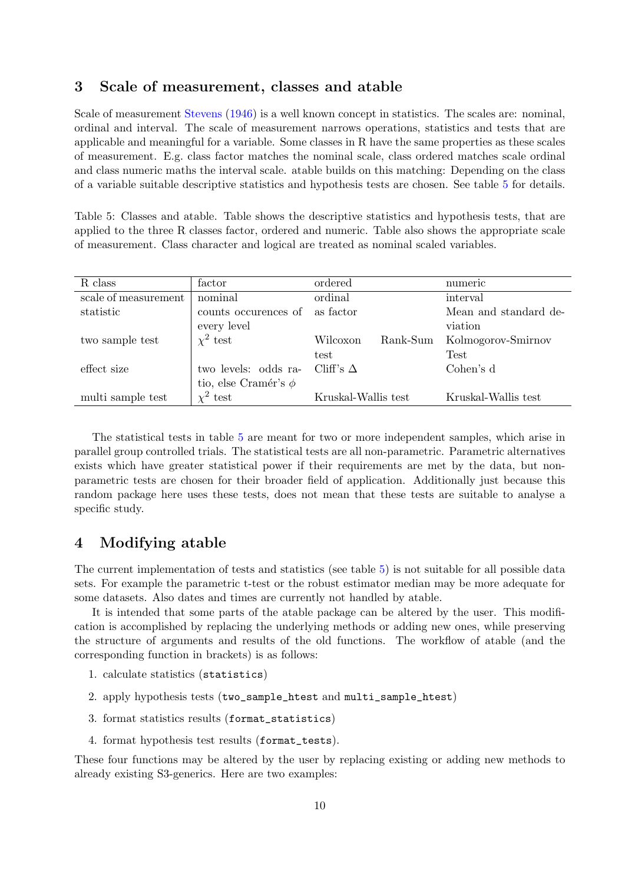## 3 Scale of measurement, classes and atable

Scale of measurement Stevens (1946) is a well known concept in statistics. The scales are: nominal, ordinal and interval. The scale of measurement narrows operations, statistics and tests that are applicable and meaningful for a variable. Some classes in R have the same properties as these scales of measurement. E.g. class factor matches the nominal scale, class ordered matches scale ordinal and class numeric maths the interval scale. atable builds on this matching: Depending on the class of a variable suitable descriptive statistics and hypothesis tests are chosen. See table 5 for details.

Table 5: Classes and atable. Table shows the descriptive statistics and hypothesis tests, that are applied to the three R classes factor, ordered and numeric. Table also shows the appropriate scale of measurement. Class character and logical are treated as nominal scaled variables.

| R class | factor | ordered | numeric |
|---|---|---|---|
| scale of measurement | nominal | ordinal | interval |
| statistic | counts occurences of every level | as factor | Mean and standard deviation |
| two sample test | $\chi^2$ test | Wilcoxon Rank-Sum test | Kolmogorov-Smirnov Test |
| effect size | two levels: odds ratio, else Cramér's $\phi$ | Cliff's $\Delta$ | Cohen's d |
| multi sample test | $\chi^2$ test | Kruskal-Wallis test | Kruskal-Wallis test |

The statistical tests in table 5 are meant for two or more independent samples, which arise in parallel group controlled trials. The statistical tests are all non-parametric. Parametric alternatives exists which have greater statistical power if their requirements are met by the data, but non-parametric tests are chosen for their broader field of application. Additionally just because this random package here uses these tests, does not mean that these tests are suitable to analyse a specific study.

## 4 Modifying atable

The current implementation of tests and statistics (see table 5) is not suitable for all possible data sets. For example the parametric t-test or the robust estimator median may be more adequate for some datasets. Also dates and times are currently not handled by atable.

It is intended that some parts of the atable package can be altered by the user. This modification is accomplished by replacing the underlying methods or adding new ones, while preserving the structure of arguments and results of the old functions. The workflow of atable (and the corresponding function in brackets) is as follows:

1. calculate statistics (`statistics`)
2. apply hypothesis tests (`two_sample_htest` and `multi_sample_htest`)
3. format statistics results (`format_statistics`)
4. format hypothesis test results (`format_tests`).

These four functions may be altered by the user by replacing existing or adding new methods to already existing S3-generics. Here are two examples: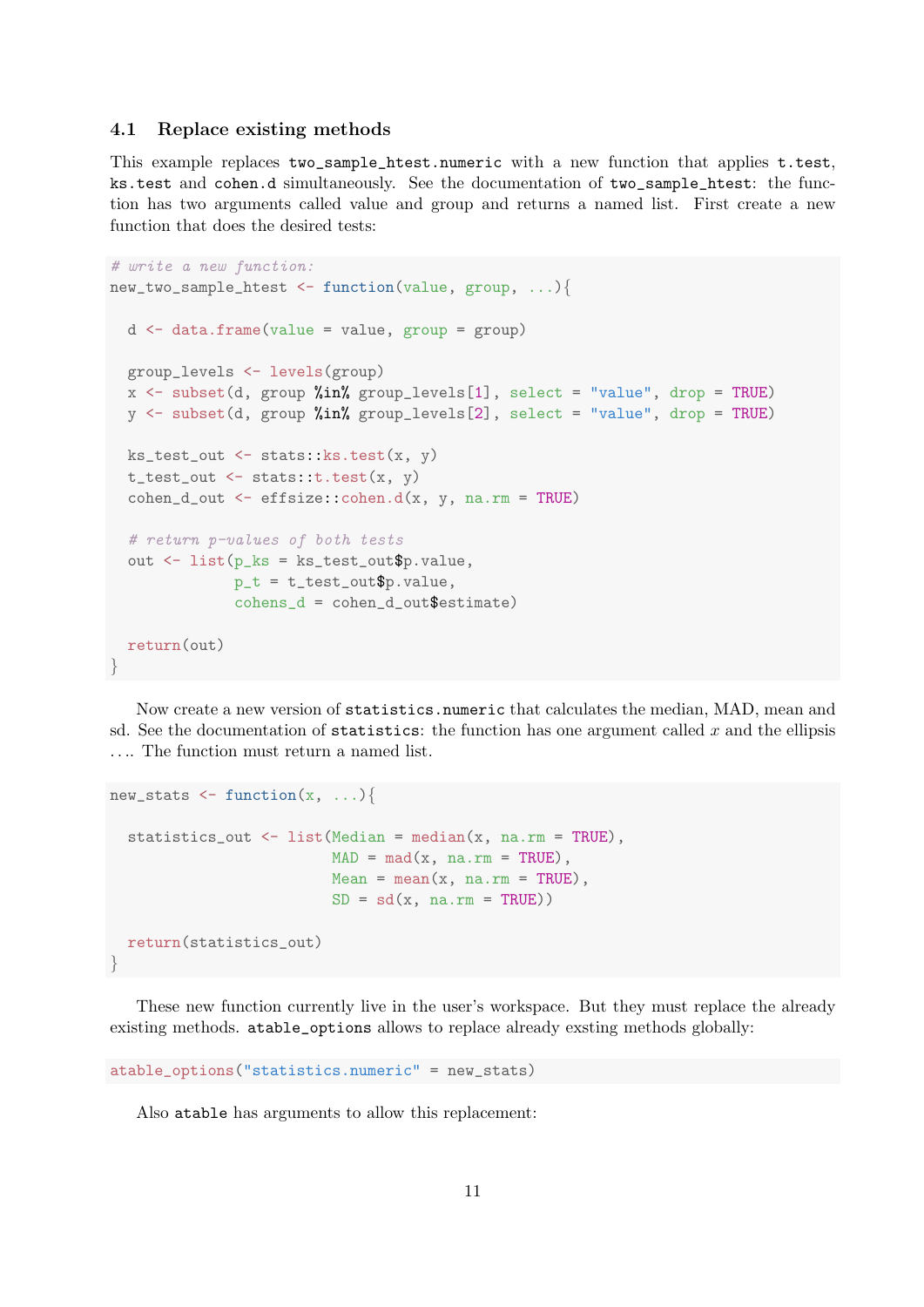### 4.1 Replace existing methods

This example replaces `two_sample_htest.numeric` with a new function that applies `t.test`, `ks.test` and `cohen.d` simultaneously. See the documentation of `two_sample_htest`: the function has two arguments called value and group and returns a named list. First create a new function that does the desired tests:

```
# write a new function:
new_two_sample_htest <- function(value, group, ...){

  d <- data.frame(value = value, group = group)

  group_levels <- levels(group)
  x <- subset(d, group %in% group_levels[1], select = "value", drop = TRUE)
  y <- subset(d, group %in% group_levels[2], select = "value", drop = TRUE)

  ks_test_out <- stats::ks.test(x, y)
  t_test_out <- stats::t.test(x, y)
  cohen_d_out <- effsize::cohen.d(x, y, na.rm = TRUE)

  # return p-values of both tests
  out <- list(p_ks = ks_test_out$p.value,
              p_t = t_test_out$p.value,
              cohens_d = cohen_d_out$estimate)

  return(out)
}
```

Now create a new version of `statistics.numeric` that calculates the median, MAD, mean and sd. See the documentation of `statistics`: the function has one argument called $x$ and the ellipsis .... The function must return a named list.

```
new_stats <- function(x, ...){

  statistics_out <- list(Median = median(x, na.rm = TRUE),
                         MAD = mad(x, na.rm = TRUE),
                         Mean = mean(x, na.rm = TRUE),
                         SD = sd(x, na.rm = TRUE))

  return(statistics_out)
}
```

These new function currently live in the user's workspace. But they must replace the already existing methods. `atable_options` allows to replace already exsting methods globally:

```
atable_options("statistics.numeric" = new_stats)
```

Also `atable` has arguments to allow this replacement: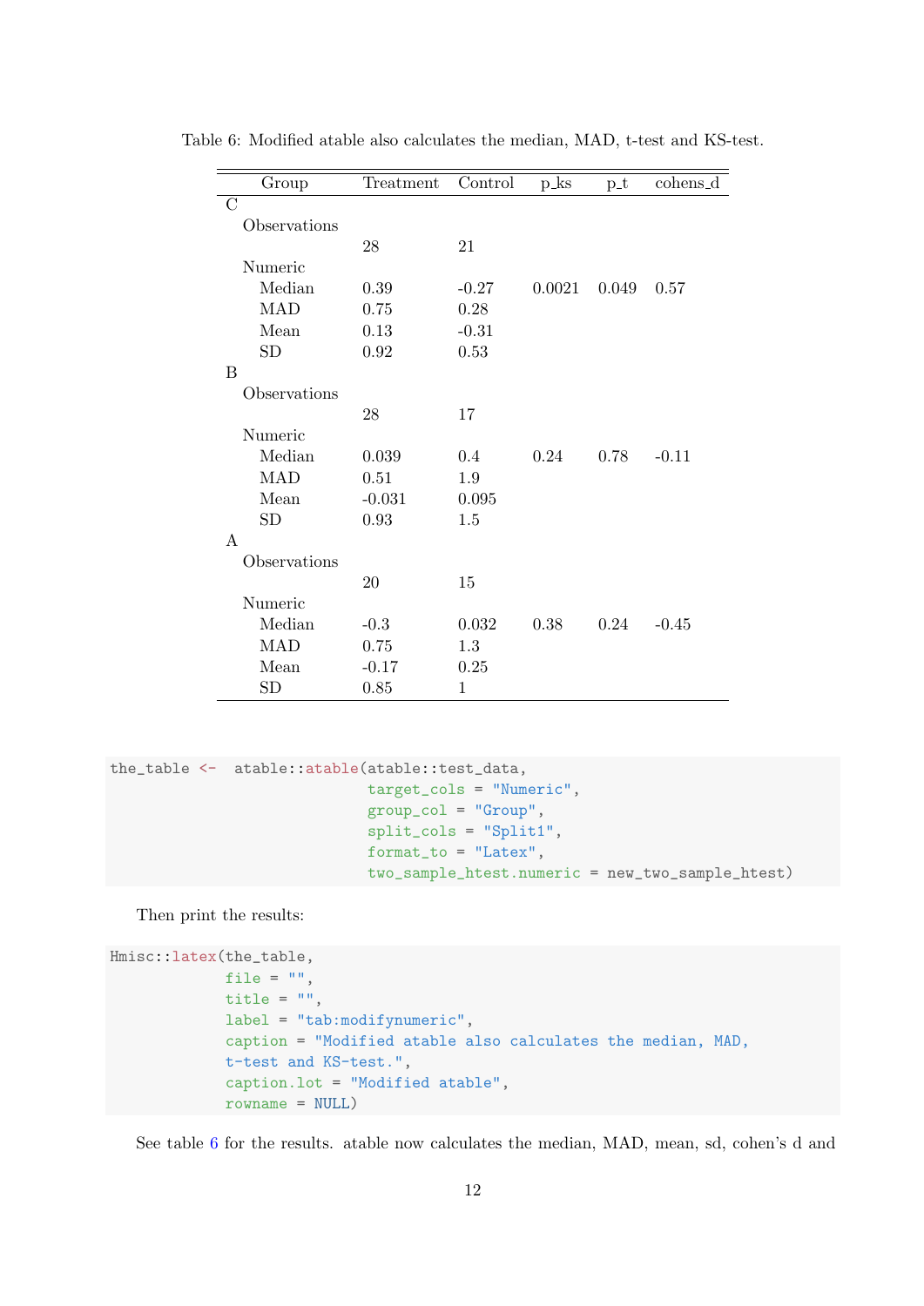Table 6: Modified atable also calculates the median, MAD, t-test and KS-test.

| Group | Treatment | Control | p_ks | p_t | cohens_d |
|---|---|---|---|---|---|
| C | | | | | |
| Observations | | | | | |
| | 28 | 21 | | | |
| Numeric | | | | | |
| Median | 0.39 | -0.27 | 0.0021 | 0.049 | 0.57 |
| MAD | 0.75 | 0.28 | | | |
| Mean | 0.13 | -0.31 | | | |
| SD | 0.92 | 0.53 | | | |
| B | | | | | |
| Observations | | | | | |
| | 28 | 17 | | | |
| Numeric | | | | | |
| Median | 0.039 | 0.4 | 0.24 | 0.78 | -0.11 |
| MAD | 0.51 | 1.9 | | | |
| Mean | -0.031 | 0.095 | | | |
| SD | 0.93 | 1.5 | | | |
| A | | | | | |
| Observations | | | | | |
| | 20 | 15 | | | |
| Numeric | | | | | |
| Median | -0.3 | 0.032 | 0.38 | 0.24 | -0.45 |
| MAD | 0.75 | 1.3 | | | |
| Mean | -0.17 | 0.25 | | | |
| SD | 0.85 | 1 | | | |

```
the_table <-  atable::atable(atable::test_data,
                      target_cols = "Numeric",
                      group_col = "Group",
                      split_cols = "Split1",
                      format_to = "Latex",
                      two_sample_htest.numeric = new_two_sample_htest)
```

Then print the results:

```
Hmisc::latex(the_table,
             file = "",
             title = "",
             label = "tab:modifynumeric",
             caption = "Modified atable also calculates the median, MAD,
             t-test and KS-test.",
             caption.lot = "Modified atable",
             rowname = NULL)
```

See table 6 for the results. atable now calculates the median, MAD, mean, sd, cohen's d and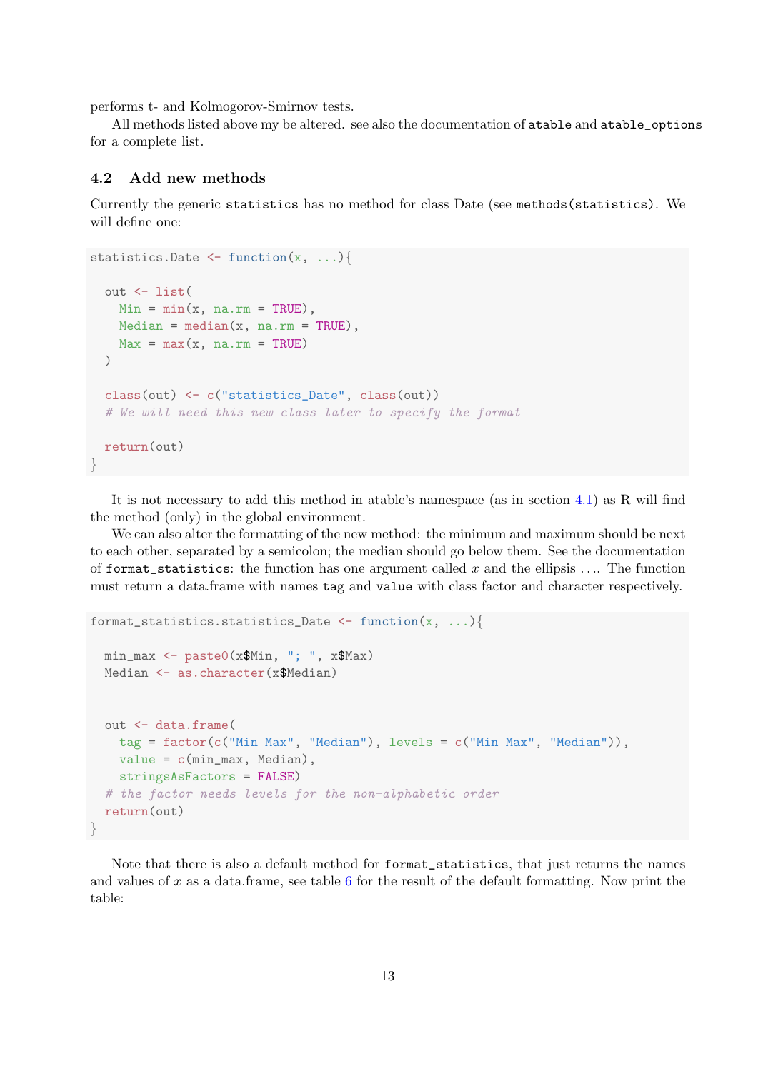performs t- and Kolmogorov-Smirnov tests.

All methods listed above my be altered. see also the documentation of `atable` and `atable_options` for a complete list.

### 4.2 Add new methods

Currently the generic `statistics` has no method for class Date (see `methods(statistics)`. We will define one:

```
statistics.Date <- function(x, ...){

  out <- list(
    Min = min(x, na.rm = TRUE),
    Median = median(x, na.rm = TRUE),
    Max = max(x, na.rm = TRUE)
  )

  class(out) <- c("statistics_Date", class(out))
  # We will need this new class later to specify the format

  return(out)
}
```

It is not necessary to add this method in atable's namespace (as in section 4.1) as R will find the method (only) in the global environment.

We can also alter the formatting of the new method: the minimum and maximum should be next to each other, separated by a semicolon; the median should go below them. See the documentation of `format_statistics`: the function has one argument called $x$ and the ellipsis .... The function must return a data.frame with names `tag` and `value` with class factor and character respectively.

```
format_statistics.statistics_Date <- function(x, ...){

  min_max <- paste0(x$Min, "; ", x$Max)
  Median <- as.character(x$Median)


  out <- data.frame(
    tag = factor(c("Min Max", "Median"), levels = c("Min Max", "Median")),
    value = c(min_max, Median),
    stringsAsFactors = FALSE)
  # the factor needs levels for the non-alphabetic order
  return(out)
}
```

Note that there is also a default method for `format_statistics`, that just returns the names and values of $x$ as a data.frame, see table 6 for the result of the default formatting. Now print the table: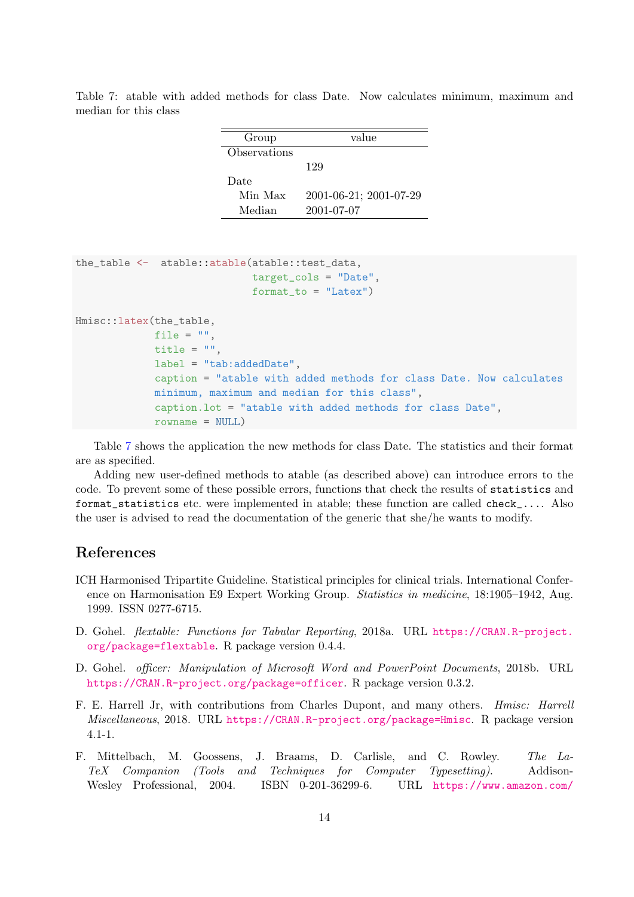Table 7: atable with added methods for class Date. Now calculates minimum, maximum and median for this class

| Group | value |
|---|---|
| Observations | |
| | 129 |
| Date | |
| Min Max | 2001-06-21; 2001-07-29 |
| Median | 2001-07-07 |

```
the_table <-  atable::atable(atable::test_data,
                             target_cols = "Date",
                             format_to = "Latex")

Hmisc::latex(the_table,
             file = "",
             title = "",
             label = "tab:addedDate",
             caption = "atable with added methods for class Date. Now calculates
             minimum, maximum and median for this class",
             caption.lot = "atable with added methods for class Date",
             rowname = NULL)
```

Table 7 shows the application the new methods for class Date. The statistics and their format are as specified.

Adding new user-defined methods to atable (as described above) can introduce errors to the code. To prevent some of these possible errors, functions that check the results of `statistics` and `format_statistics` etc. were implemented in atable; these function are called `check_...`. Also the user is advised to read the documentation of the generic that she/he wants to modify.

## References

ICH Harmonised Tripartite Guideline. Statistical principles for clinical trials. International Conference on Harmonisation E9 Expert Working Group. *Statistics in medicine*, 18:1905–1942, Aug. 1999. ISSN 0277-6715.

D. Gohel. *flextable: Functions for Tabular Reporting*, 2018a. URL https://CRAN.R-project.org/package=flextable. R package version 0.4.4.

D. Gohel. *officer: Manipulation of Microsoft Word and PowerPoint Documents*, 2018b. URL https://CRAN.R-project.org/package=officer. R package version 0.3.2.

F. E. Harrell Jr, with contributions from Charles Dupont, and many others. *Hmisc: Harrell Miscellaneous*, 2018. URL https://CRAN.R-project.org/package=Hmisc. R package version 4.1-1.

F. Mittelbach, M. Goossens, J. Braams, D. Carlisle, and C. Rowley. *The LaTeX Companion (Tools and Techniques for Computer Typesetting)*. Addison-Wesley Professional, 2004. ISBN 0-201-36299-6. URL https://www.amazon.com/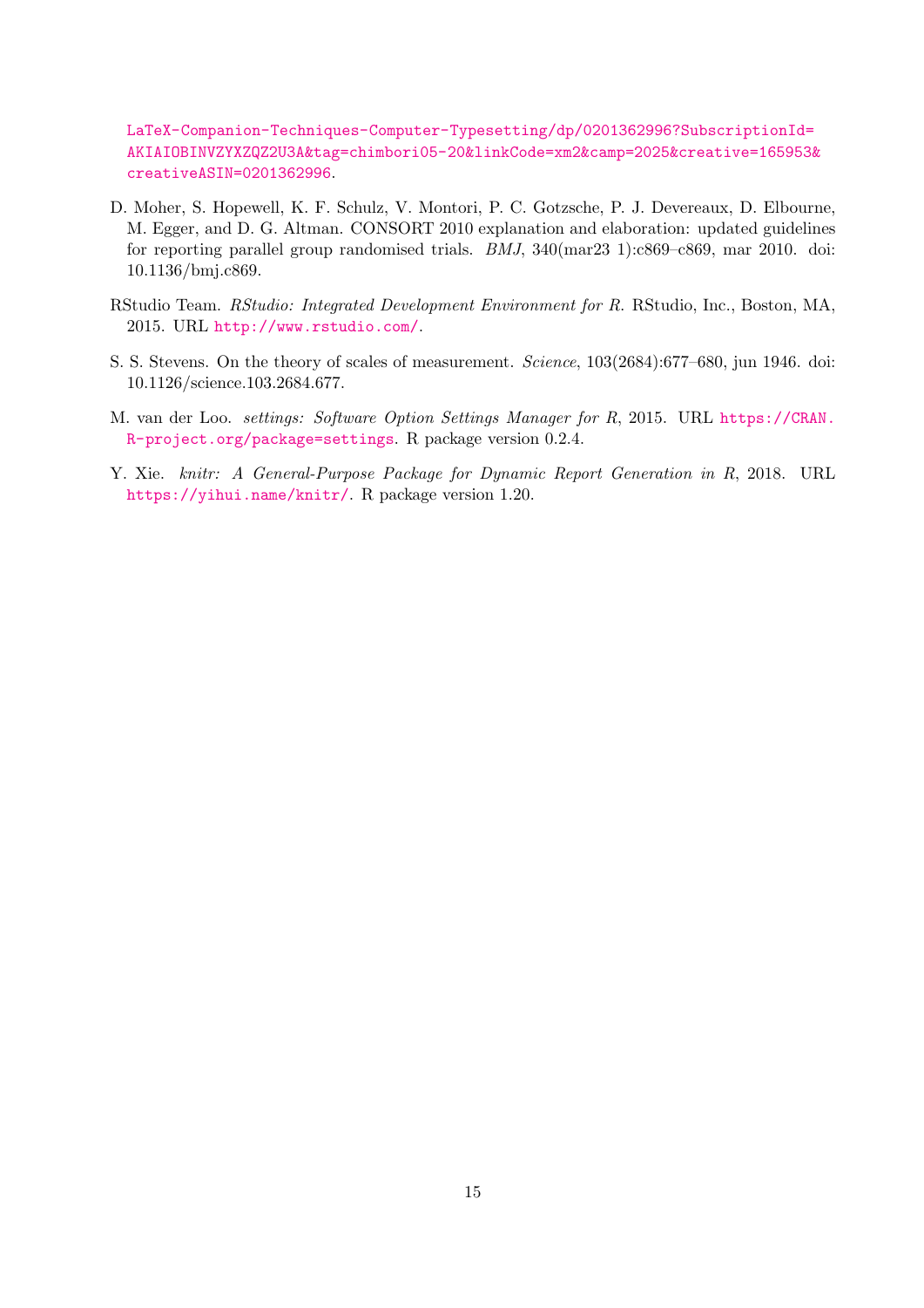LaTeX-Companion-Techniques-Computer-Typesetting/dp/0201362996?SubscriptionId=AKIAIOBINVZYXZQZ2U3A&tag=chimbori05-20&linkCode=xm2&camp=2025&creative=165953&creativeASIN=0201362996.

D. Moher, S. Hopewell, K. F. Schulz, V. Montori, P. C. Gotzsche, P. J. Devereaux, D. Elbourne, M. Egger, and D. G. Altman. CONSORT 2010 explanation and elaboration: updated guidelines for reporting parallel group randomised trials. *BMJ*, 340(mar23 1):c869–c869, mar 2010. doi: 10.1136/bmj.c869.

RStudio Team. *RStudio: Integrated Development Environment for R*. RStudio, Inc., Boston, MA, 2015. URL http://www.rstudio.com/.

S. S. Stevens. On the theory of scales of measurement. *Science*, 103(2684):677–680, jun 1946. doi: 10.1126/science.103.2684.677.

M. van der Loo. *settings: Software Option Settings Manager for R*, 2015. URL https://CRAN.R-project.org/package=settings. R package version 0.2.4.

Y. Xie. *knitr: A General-Purpose Package for Dynamic Report Generation in R*, 2018. URL https://yihui.name/knitr/. R package version 1.20.